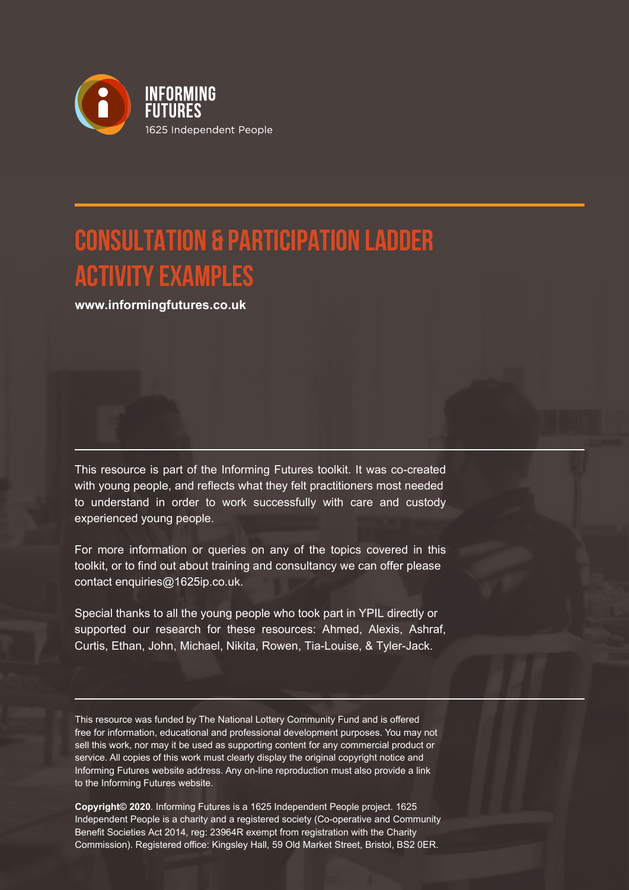INFORMING FUTURES

1625 Independent People

# CONSULTATION & PARTICIPATION LADDER ACTIVITY EXAMPLES

**www.informingfutures.co.uk**

This resource is part of the Informing Futures toolkit. It was co-created with young people, and reflects what they felt practitioners most needed to understand in order to work successfully with care and custody experienced young people.

For more information or queries on any of the topics covered in this toolkit, or to find out about training and consultancy we can offer please contact enquiries@1625ip.co.uk.

Special thanks to all the young people who took part in YPIL directly or supported our research for these resources: Ahmed, Alexis, Ashraf, Curtis, Ethan, John, Michael, Nikita, Rowen, Tia-Louise, & Tyler-Jack.

This resource was funded by The National Lottery Community Fund and is offered free for information, educational and professional development purposes. You may not sell this work, nor may it be used as supporting content for any commercial product or service. All copies of this work must clearly display the original copyright notice and Informing Futures website address. Any on-line reproduction must also provide a link to the Informing Futures website.

**Copyright© 2020**. Informing Futures is a 1625 Independent People project. 1625 Independent People is a charity and a registered society (Co-operative and Community Benefit Societies Act 2014, reg: 23964R exempt from registration with the Charity Commission). Registered office: Kingsley Hall, 59 Old Market Street, Bristol, BS2 0ER.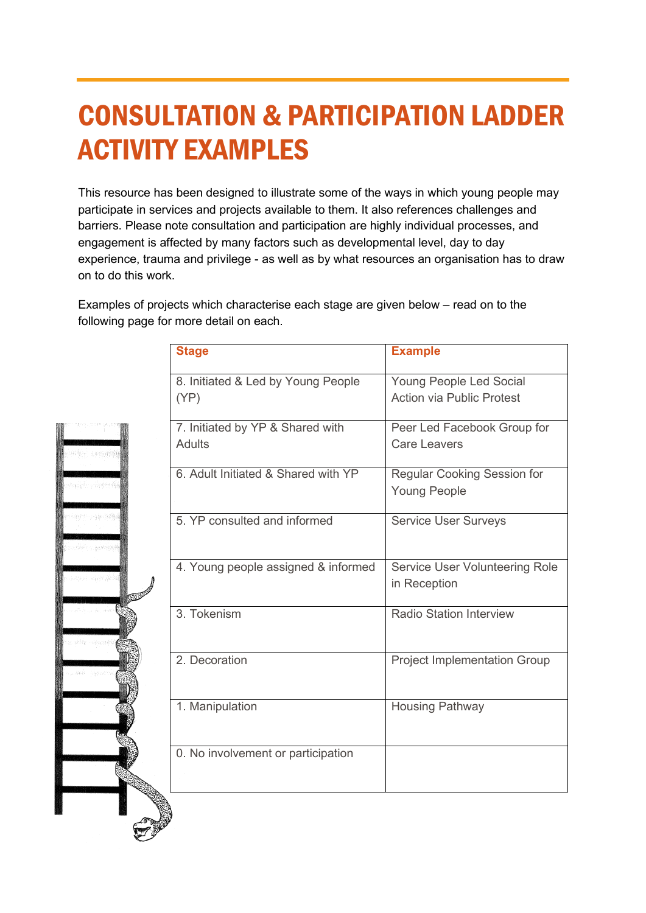# CONSULTATION & PARTICIPATION LADDER ACTIVITY EXAMPLES

This resource has been designed to illustrate some of the ways in which young people may participate in services and projects available to them. It also references challenges and barriers. Please note consultation and participation are highly individual processes, and engagement is affected by many factors such as developmental level, day to day experience, trauma and privilege - as well as by what resources an organisation has to draw on to do this work.

Examples of projects which characterise each stage are given below – read on to the following page for more detail on each.

| Stage | Example |
|---|---|
| 8. Initiated & Led by Young People (YP) | Young People Led Social Action via Public Protest |
| 7. Initiated by YP & Shared with Adults | Peer Led Facebook Group for Care Leavers |
| 6. Adult Initiated & Shared with YP | Regular Cooking Session for Young People |
| 5. YP consulted and informed | Service User Surveys |
| 4. Young people assigned & informed | Service User Volunteering Role in Reception |
| 3. Tokenism | Radio Station Interview |
| 2. Decoration | Project Implementation Group |
| 1. Manipulation | Housing Pathway |
| 0. No involvement or participation | |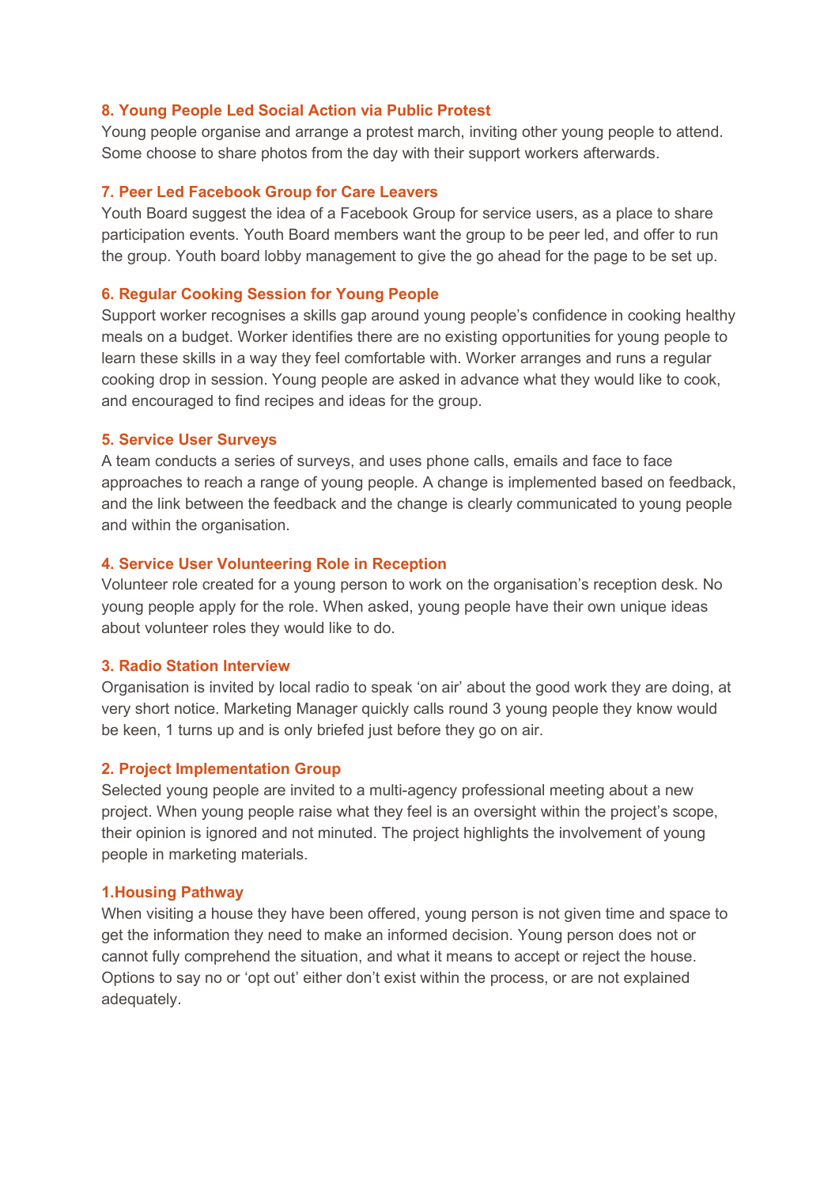### 8. Young People Led Social Action via Public Protest

Young people organise and arrange a protest march, inviting other young people to attend. Some choose to share photos from the day with their support workers afterwards.

### 7. Peer Led Facebook Group for Care Leavers

Youth Board suggest the idea of a Facebook Group for service users, as a place to share participation events. Youth Board members want the group to be peer led, and offer to run the group. Youth board lobby management to give the go ahead for the page to be set up.

### 6. Regular Cooking Session for Young People

Support worker recognises a skills gap around young people's confidence in cooking healthy meals on a budget. Worker identifies there are no existing opportunities for young people to learn these skills in a way they feel comfortable with. Worker arranges and runs a regular cooking drop in session. Young people are asked in advance what they would like to cook, and encouraged to find recipes and ideas for the group.

### 5. Service User Surveys

A team conducts a series of surveys, and uses phone calls, emails and face to face approaches to reach a range of young people. A change is implemented based on feedback, and the link between the feedback and the change is clearly communicated to young people and within the organisation.

### 4. Service User Volunteering Role in Reception

Volunteer role created for a young person to work on the organisation's reception desk. No young people apply for the role. When asked, young people have their own unique ideas about volunteer roles they would like to do.

### 3. Radio Station Interview

Organisation is invited by local radio to speak 'on air' about the good work they are doing, at very short notice. Marketing Manager quickly calls round 3 young people they know would be keen, 1 turns up and is only briefed just before they go on air.

### 2. Project Implementation Group

Selected young people are invited to a multi-agency professional meeting about a new project. When young people raise what they feel is an oversight within the project's scope, their opinion is ignored and not minuted. The project highlights the involvement of young people in marketing materials.

### 1.Housing Pathway

When visiting a house they have been offered, young person is not given time and space to get the information they need to make an informed decision. Young person does not or cannot fully comprehend the situation, and what it means to accept or reject the house. Options to say no or 'opt out' either don't exist within the process, or are not explained adequately.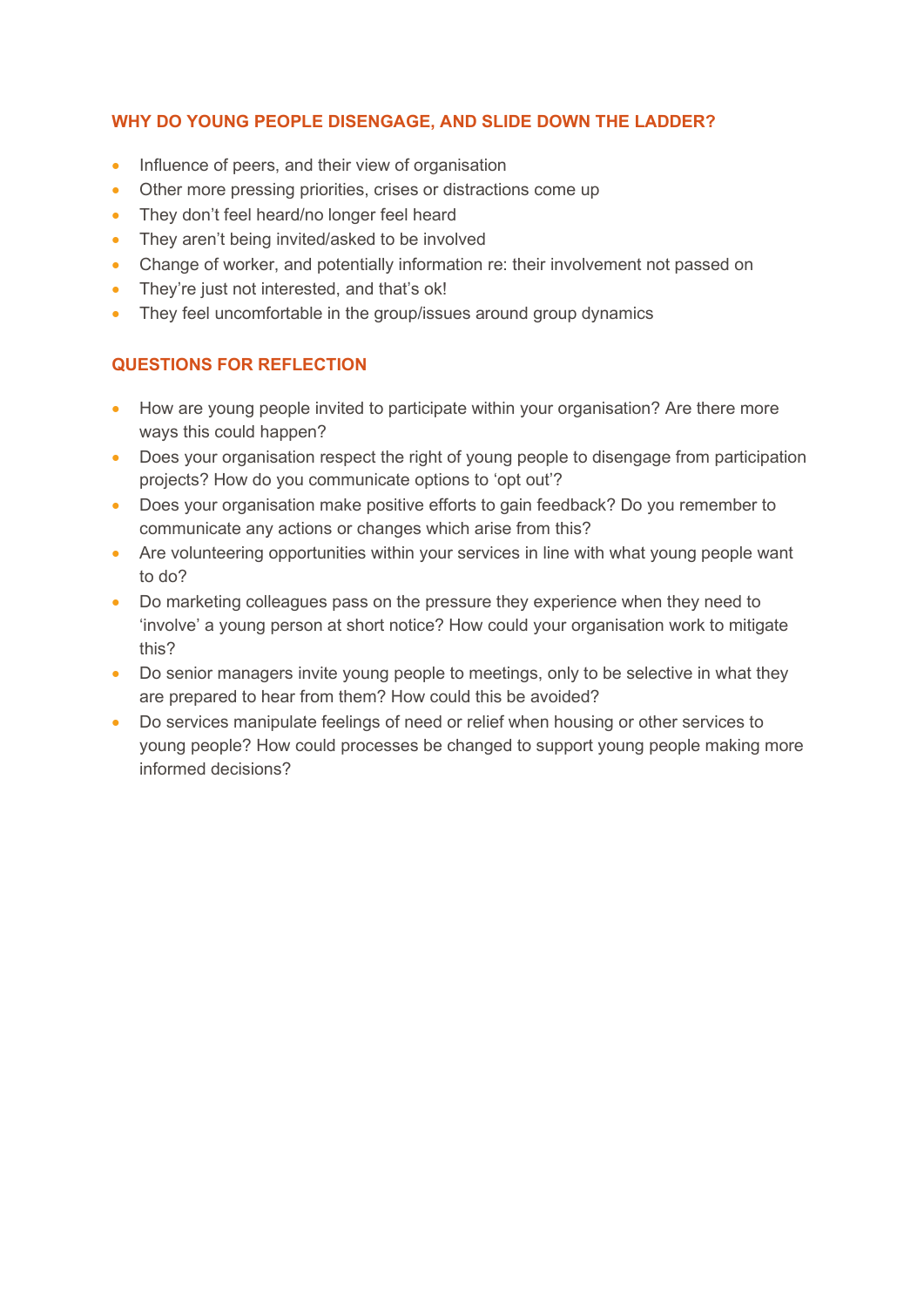## WHY DO YOUNG PEOPLE DISENGAGE, AND SLIDE DOWN THE LADDER?

- Influence of peers, and their view of organisation
- Other more pressing priorities, crises or distractions come up
- They don't feel heard/no longer feel heard
- They aren't being invited/asked to be involved
- Change of worker, and potentially information re: their involvement not passed on
- They're just not interested, and that's ok!
- They feel uncomfortable in the group/issues around group dynamics

## QUESTIONS FOR REFLECTION

- How are young people invited to participate within your organisation? Are there more ways this could happen?
- Does your organisation respect the right of young people to disengage from participation projects? How do you communicate options to 'opt out'?
- Does your organisation make positive efforts to gain feedback? Do you remember to communicate any actions or changes which arise from this?
- Are volunteering opportunities within your services in line with what young people want to do?
- Do marketing colleagues pass on the pressure they experience when they need to 'involve' a young person at short notice? How could your organisation work to mitigate this?
- Do senior managers invite young people to meetings, only to be selective in what they are prepared to hear from them? How could this be avoided?
- Do services manipulate feelings of need or relief when housing or other services to young people? How could processes be changed to support young people making more informed decisions?